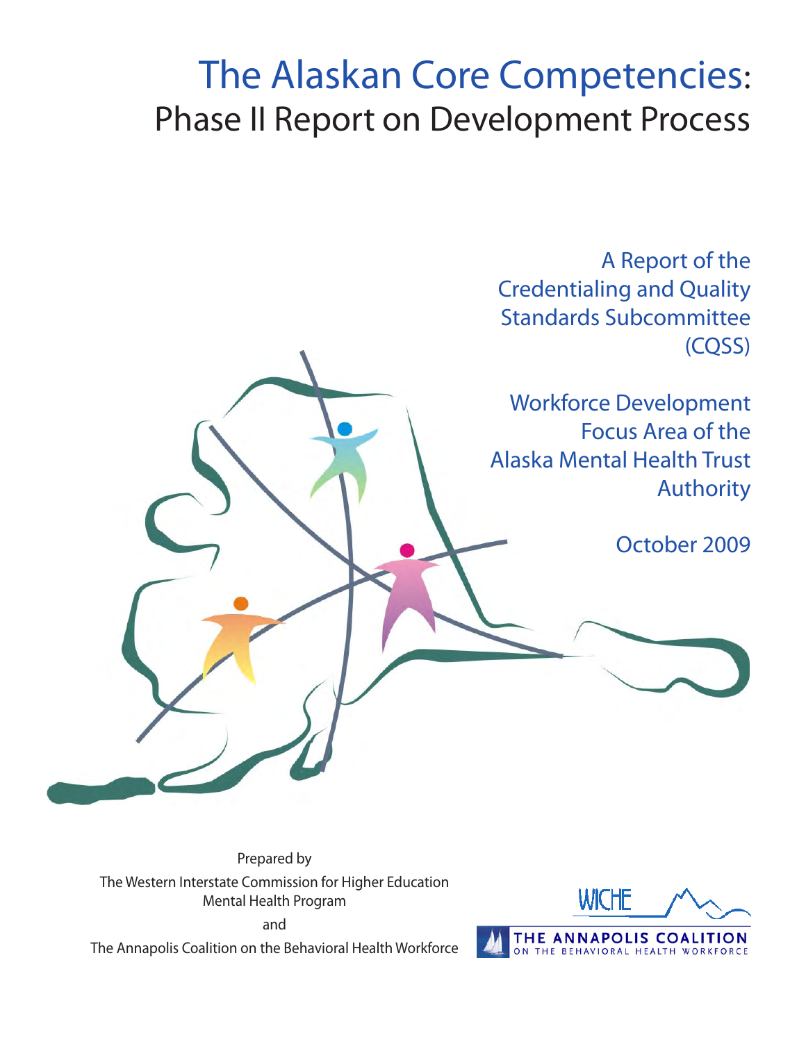# The Alaskan Core Competencies: Phase II Report on Development Process

A Report of the Credentialing and Quality Standards Subcommittee (CQSS)

Workforce Development Focus Area of the Alaska Mental Health Trust Authority

October 2009

Prepared by

The Western Interstate Commission for Higher Education Mental Health Program

and

The Annapolis Coalition on the Behavioral Health Workforce

WICHE

THE ANNAPOLIS COALITION ON THE BEHAVIORAL HEALTH WORKFORCE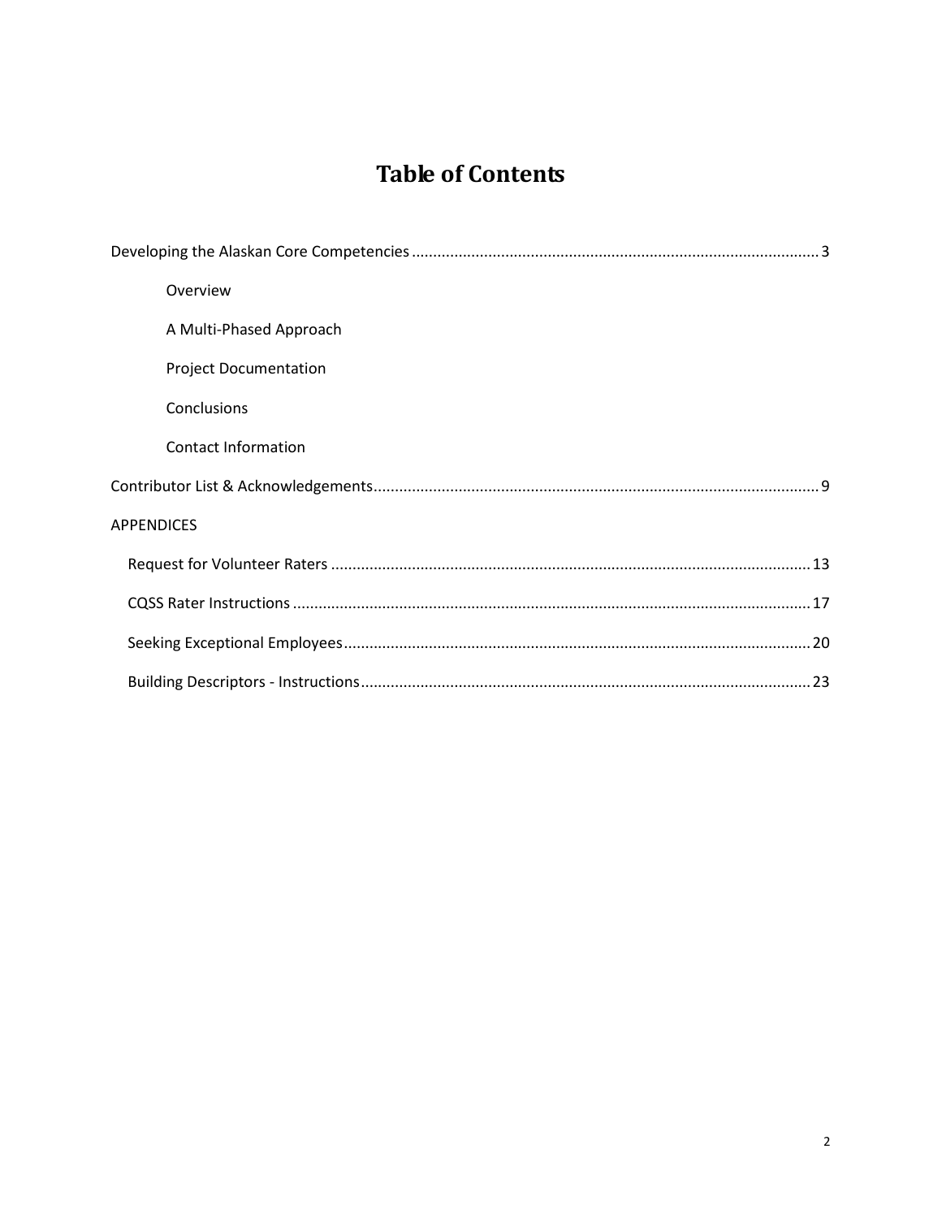# Table of Contents

Developing the Alaskan Core Competencies ..... 3

- Overview
- A Multi-Phased Approach
- Project Documentation
- Conclusions
- Contact Information

Contributor List & Acknowledgements ..... 9

APPENDICES

- Request for Volunteer Raters ..... 13
- CQSS Rater Instructions ..... 17
- Seeking Exceptional Employees ..... 20
- Building Descriptors - Instructions ..... 23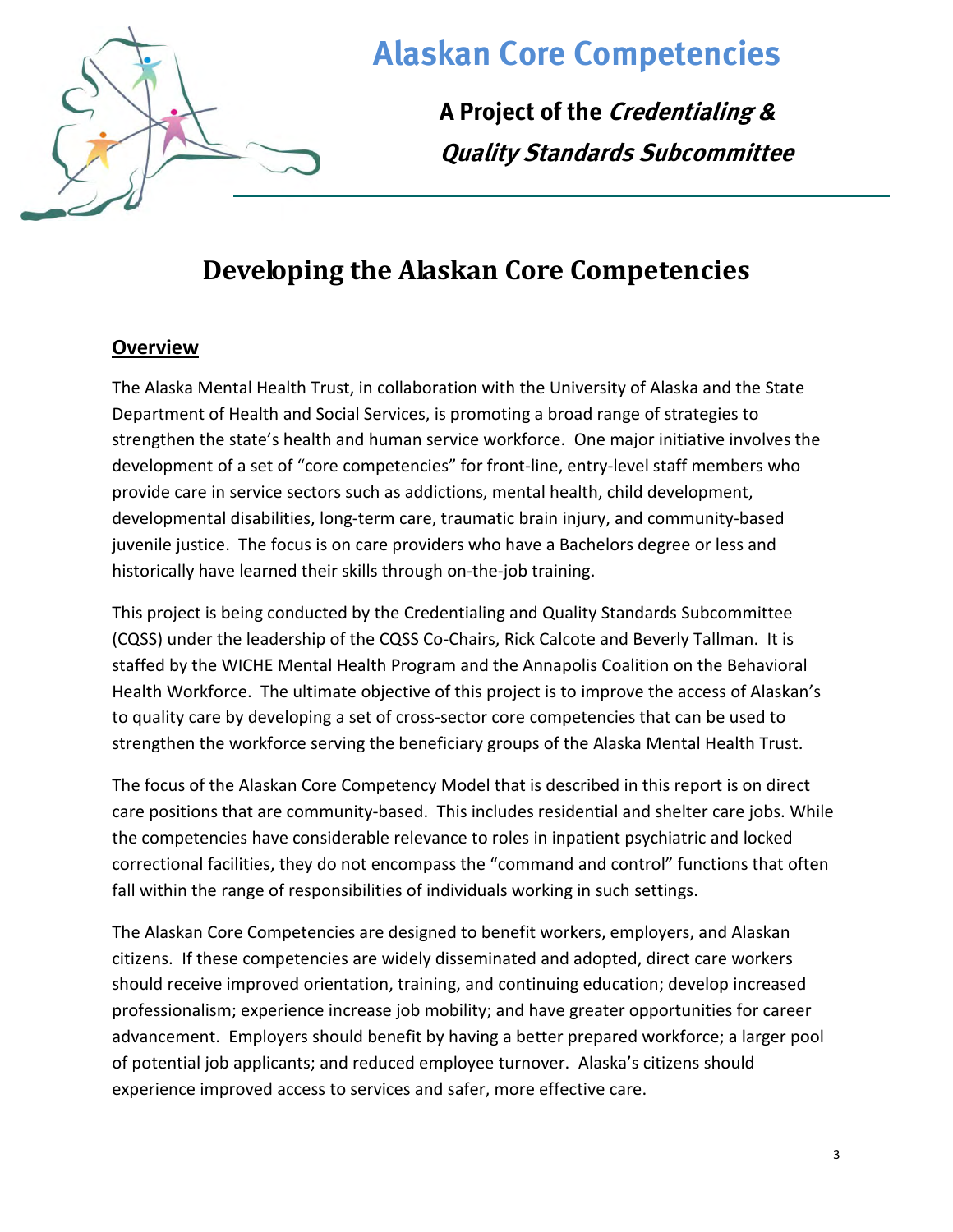# Alaskan Core Competencies

**A Project of the *Credentialing & Quality Standards Subcommittee***

## Developing the Alaskan Core Competencies

### Overview

The Alaska Mental Health Trust, in collaboration with the University of Alaska and the State Department of Health and Social Services, is promoting a broad range of strategies to strengthen the state's health and human service workforce. One major initiative involves the development of a set of "core competencies" for front-line, entry-level staff members who provide care in service sectors such as addictions, mental health, child development, developmental disabilities, long-term care, traumatic brain injury, and community-based juvenile justice. The focus is on care providers who have a Bachelors degree or less and historically have learned their skills through on-the-job training.

This project is being conducted by the Credentialing and Quality Standards Subcommittee (CQSS) under the leadership of the CQSS Co-Chairs, Rick Calcote and Beverly Tallman. It is staffed by the WICHE Mental Health Program and the Annapolis Coalition on the Behavioral Health Workforce. The ultimate objective of this project is to improve the access of Alaskan's to quality care by developing a set of cross-sector core competencies that can be used to strengthen the workforce serving the beneficiary groups of the Alaska Mental Health Trust.

The focus of the Alaskan Core Competency Model that is described in this report is on direct care positions that are community-based. This includes residential and shelter care jobs. While the competencies have considerable relevance to roles in inpatient psychiatric and locked correctional facilities, they do not encompass the "command and control" functions that often fall within the range of responsibilities of individuals working in such settings.

The Alaskan Core Competencies are designed to benefit workers, employers, and Alaskan citizens. If these competencies are widely disseminated and adopted, direct care workers should receive improved orientation, training, and continuing education; develop increased professionalism; experience increase job mobility; and have greater opportunities for career advancement. Employers should benefit by having a better prepared workforce; a larger pool of potential job applicants; and reduced employee turnover. Alaska's citizens should experience improved access to services and safer, more effective care.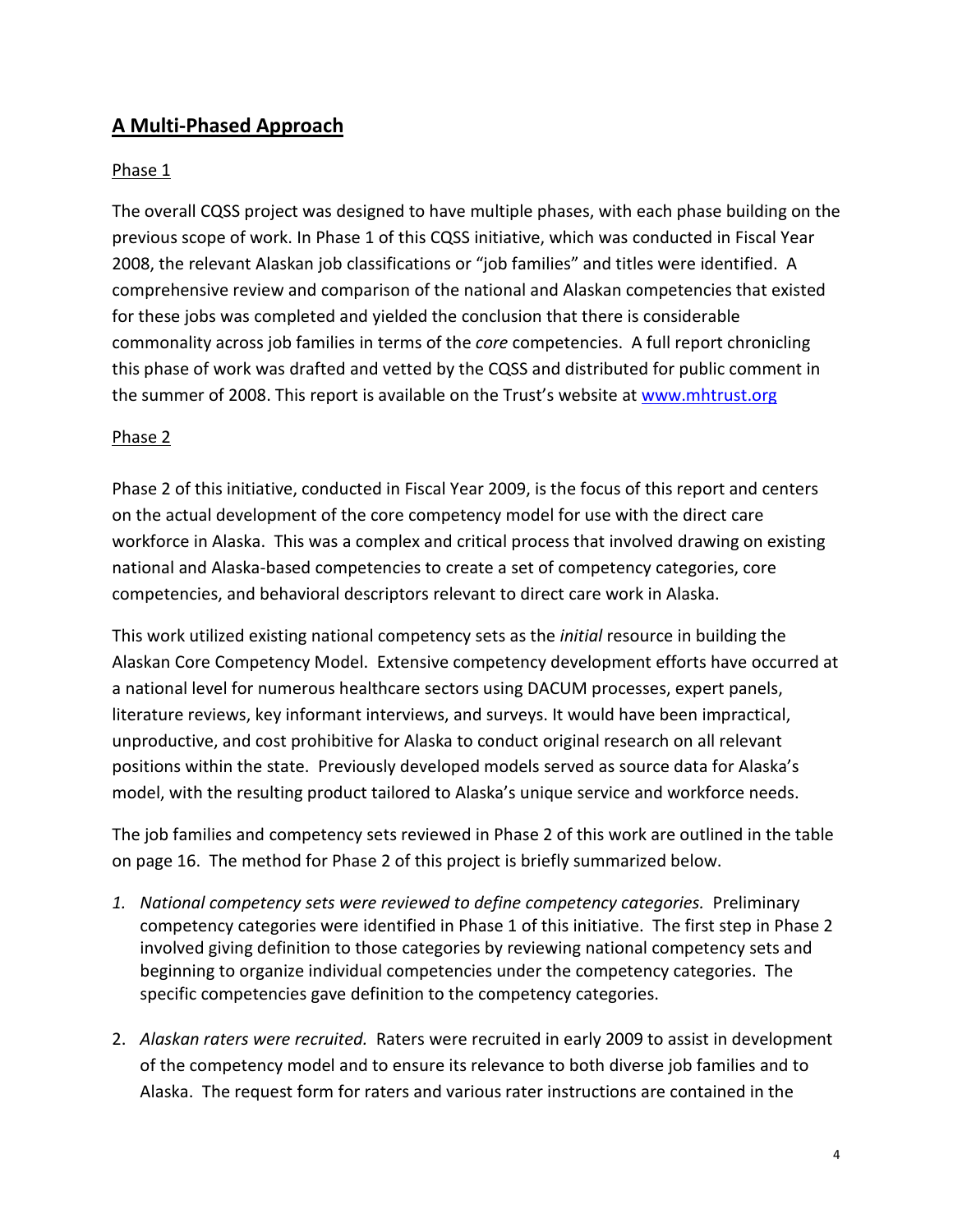## A Multi-Phased Approach

Phase 1

The overall CQSS project was designed to have multiple phases, with each phase building on the previous scope of work. In Phase 1 of this CQSS initiative, which was conducted in Fiscal Year 2008, the relevant Alaskan job classifications or "job families" and titles were identified. A comprehensive review and comparison of the national and Alaskan competencies that existed for these jobs was completed and yielded the conclusion that there is considerable commonality across job families in terms of the *core* competencies. A full report chronicling this phase of work was drafted and vetted by the CQSS and distributed for public comment in the summer of 2008. This report is available on the Trust's website at [www.mhtrust.org](www.mhtrust.org)

Phase 2

Phase 2 of this initiative, conducted in Fiscal Year 2009, is the focus of this report and centers on the actual development of the core competency model for use with the direct care workforce in Alaska. This was a complex and critical process that involved drawing on existing national and Alaska-based competencies to create a set of competency categories, core competencies, and behavioral descriptors relevant to direct care work in Alaska.

This work utilized existing national competency sets as the *initial* resource in building the Alaskan Core Competency Model. Extensive competency development efforts have occurred at a national level for numerous healthcare sectors using DACUM processes, expert panels, literature reviews, key informant interviews, and surveys. It would have been impractical, unproductive, and cost prohibitive for Alaska to conduct original research on all relevant positions within the state. Previously developed models served as source data for Alaska's model, with the resulting product tailored to Alaska's unique service and workforce needs.

The job families and competency sets reviewed in Phase 2 of this work are outlined in the table on page 16. The method for Phase 2 of this project is briefly summarized below.

1. *National competency sets were reviewed to define competency categories.* Preliminary competency categories were identified in Phase 1 of this initiative. The first step in Phase 2 involved giving definition to those categories by reviewing national competency sets and beginning to organize individual competencies under the competency categories. The specific competencies gave definition to the competency categories.

2. *Alaskan raters were recruited.* Raters were recruited in early 2009 to assist in development of the competency model and to ensure its relevance to both diverse job families and to Alaska. The request form for raters and various rater instructions are contained in the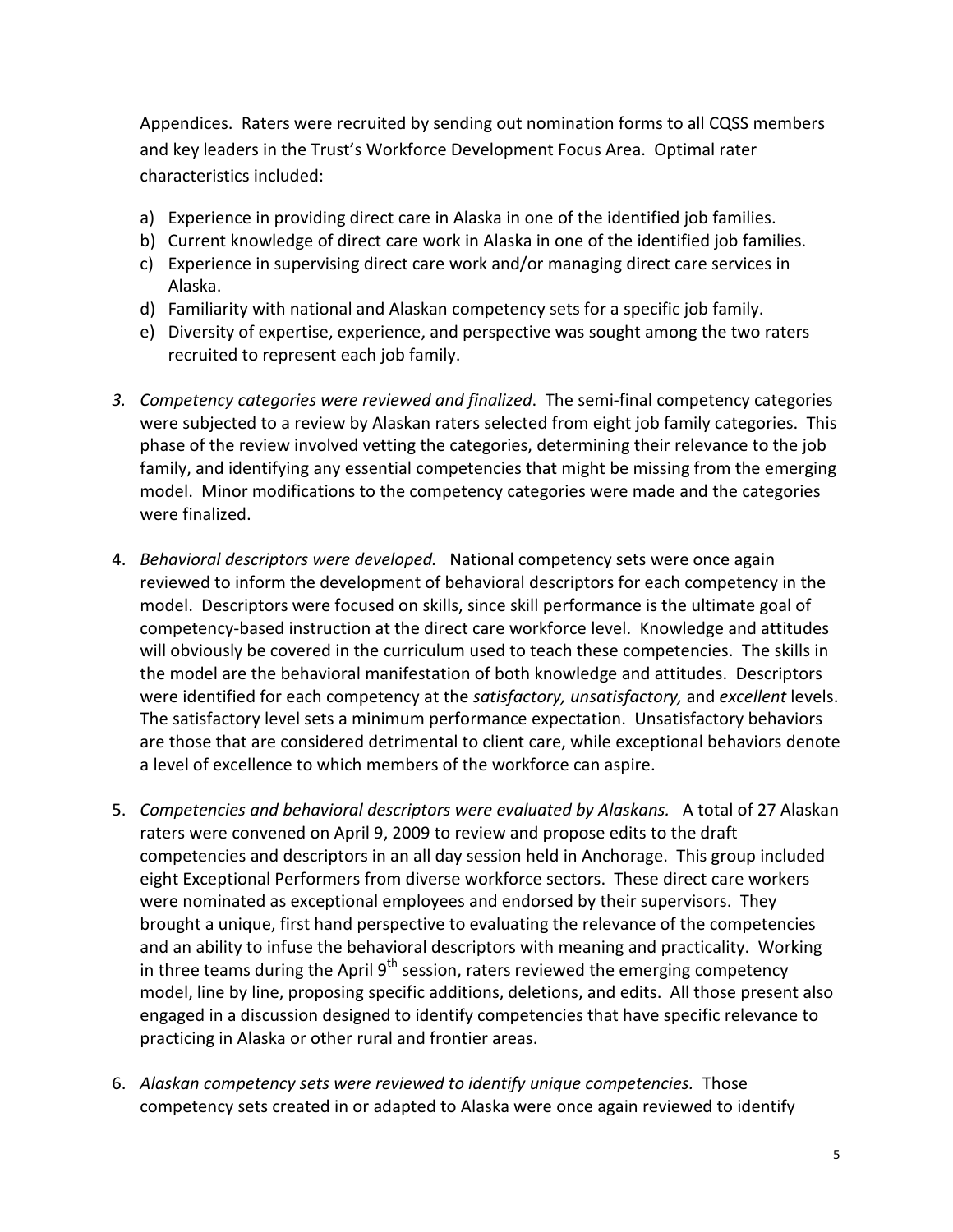Appendices. Raters were recruited by sending out nomination forms to all CQSS members and key leaders in the Trust's Workforce Development Focus Area. Optimal rater characteristics included:

a) Experience in providing direct care in Alaska in one of the identified job families.
b) Current knowledge of direct care work in Alaska in one of the identified job families.
c) Experience in supervising direct care work and/or managing direct care services in Alaska.
d) Familiarity with national and Alaskan competency sets for a specific job family.
e) Diversity of expertise, experience, and perspective was sought among the two raters recruited to represent each job family.

3. *Competency categories were reviewed and finalized*. The semi-final competency categories were subjected to a review by Alaskan raters selected from eight job family categories. This phase of the review involved vetting the categories, determining their relevance to the job family, and identifying any essential competencies that might be missing from the emerging model. Minor modifications to the competency categories were made and the categories were finalized.

4. *Behavioral descriptors were developed.* National competency sets were once again reviewed to inform the development of behavioral descriptors for each competency in the model. Descriptors were focused on skills, since skill performance is the ultimate goal of competency-based instruction at the direct care workforce level. Knowledge and attitudes will obviously be covered in the curriculum used to teach these competencies. The skills in the model are the behavioral manifestation of both knowledge and attitudes. Descriptors were identified for each competency at the *satisfactory, unsatisfactory,* and *excellent* levels. The satisfactory level sets a minimum performance expectation. Unsatisfactory behaviors are those that are considered detrimental to client care, while exceptional behaviors denote a level of excellence to which members of the workforce can aspire.

5. *Competencies and behavioral descriptors were evaluated by Alaskans.* A total of 27 Alaskan raters were convened on April 9, 2009 to review and propose edits to the draft competencies and descriptors in an all day session held in Anchorage. This group included eight Exceptional Performers from diverse workforce sectors. These direct care workers were nominated as exceptional employees and endorsed by their supervisors. They brought a unique, first hand perspective to evaluating the relevance of the competencies and an ability to infuse the behavioral descriptors with meaning and practicality. Working in three teams during the April 9th session, raters reviewed the emerging competency model, line by line, proposing specific additions, deletions, and edits. All those present also engaged in a discussion designed to identify competencies that have specific relevance to practicing in Alaska or other rural and frontier areas.

6. *Alaskan competency sets were reviewed to identify unique competencies.* Those competency sets created in or adapted to Alaska were once again reviewed to identify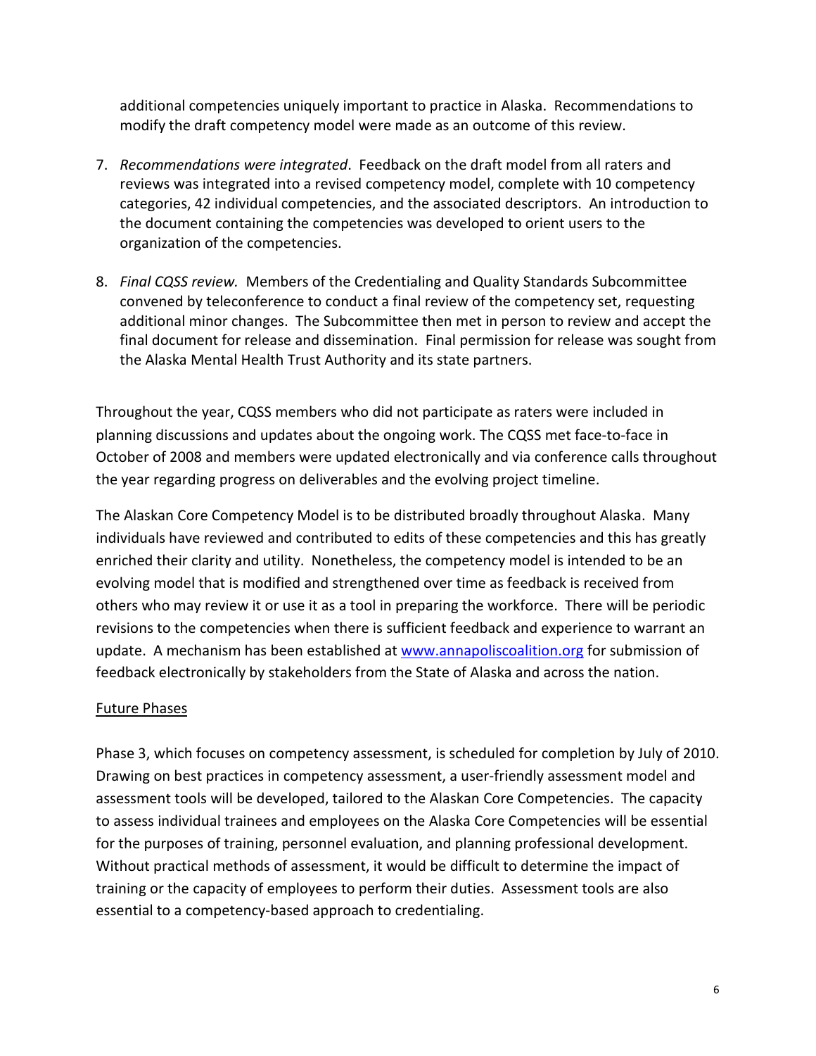additional competencies uniquely important to practice in Alaska. Recommendations to modify the draft competency model were made as an outcome of this review.

7. *Recommendations were integrated*. Feedback on the draft model from all raters and reviews was integrated into a revised competency model, complete with 10 competency categories, 42 individual competencies, and the associated descriptors. An introduction to the document containing the competencies was developed to orient users to the organization of the competencies.

8. *Final CQSS review.* Members of the Credentialing and Quality Standards Subcommittee convened by teleconference to conduct a final review of the competency set, requesting additional minor changes. The Subcommittee then met in person to review and accept the final document for release and dissemination. Final permission for release was sought from the Alaska Mental Health Trust Authority and its state partners.

Throughout the year, CQSS members who did not participate as raters were included in planning discussions and updates about the ongoing work. The CQSS met face-to-face in October of 2008 and members were updated electronically and via conference calls throughout the year regarding progress on deliverables and the evolving project timeline.

The Alaskan Core Competency Model is to be distributed broadly throughout Alaska. Many individuals have reviewed and contributed to edits of these competencies and this has greatly enriched their clarity and utility. Nonetheless, the competency model is intended to be an evolving model that is modified and strengthened over time as feedback is received from others who may review it or use it as a tool in preparing the workforce. There will be periodic revisions to the competencies when there is sufficient feedback and experience to warrant an update. A mechanism has been established at [www.annapoliscoalition.org](http://www.annapoliscoalition.org) for submission of feedback electronically by stakeholders from the State of Alaska and across the nation.

<u>Future Phases</u>

Phase 3, which focuses on competency assessment, is scheduled for completion by July of 2010. Drawing on best practices in competency assessment, a user-friendly assessment model and assessment tools will be developed, tailored to the Alaskan Core Competencies. The capacity to assess individual trainees and employees on the Alaska Core Competencies will be essential for the purposes of training, personnel evaluation, and planning professional development. Without practical methods of assessment, it would be difficult to determine the impact of training or the capacity of employees to perform their duties. Assessment tools are also essential to a competency-based approach to credentialing.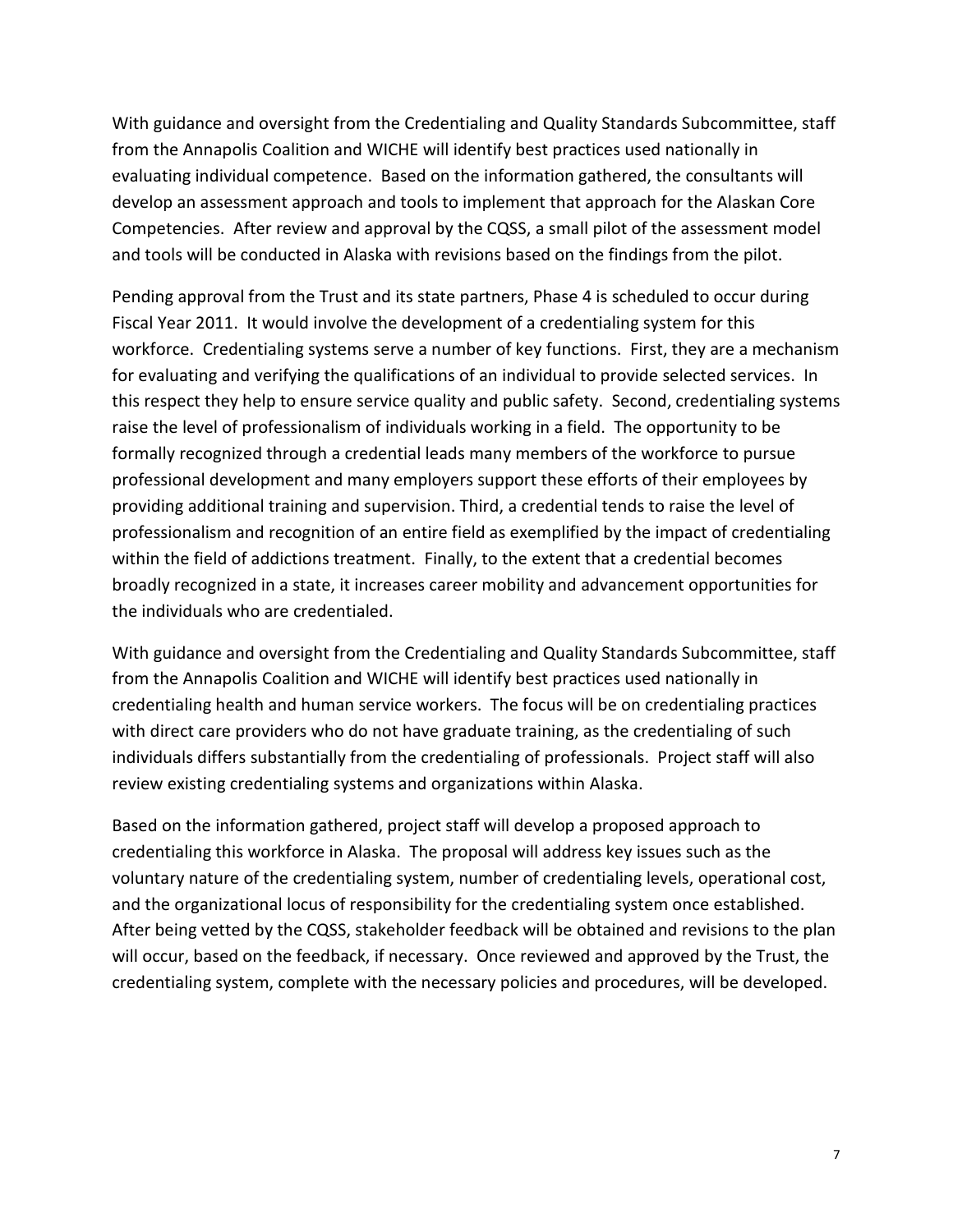With guidance and oversight from the Credentialing and Quality Standards Subcommittee, staff from the Annapolis Coalition and WICHE will identify best practices used nationally in evaluating individual competence. Based on the information gathered, the consultants will develop an assessment approach and tools to implement that approach for the Alaskan Core Competencies. After review and approval by the CQSS, a small pilot of the assessment model and tools will be conducted in Alaska with revisions based on the findings from the pilot.

Pending approval from the Trust and its state partners, Phase 4 is scheduled to occur during Fiscal Year 2011. It would involve the development of a credentialing system for this workforce. Credentialing systems serve a number of key functions. First, they are a mechanism for evaluating and verifying the qualifications of an individual to provide selected services. In this respect they help to ensure service quality and public safety. Second, credentialing systems raise the level of professionalism of individuals working in a field. The opportunity to be formally recognized through a credential leads many members of the workforce to pursue professional development and many employers support these efforts of their employees by providing additional training and supervision. Third, a credential tends to raise the level of professionalism and recognition of an entire field as exemplified by the impact of credentialing within the field of addictions treatment. Finally, to the extent that a credential becomes broadly recognized in a state, it increases career mobility and advancement opportunities for the individuals who are credentialed.

With guidance and oversight from the Credentialing and Quality Standards Subcommittee, staff from the Annapolis Coalition and WICHE will identify best practices used nationally in credentialing health and human service workers. The focus will be on credentialing practices with direct care providers who do not have graduate training, as the credentialing of such individuals differs substantially from the credentialing of professionals. Project staff will also review existing credentialing systems and organizations within Alaska.

Based on the information gathered, project staff will develop a proposed approach to credentialing this workforce in Alaska. The proposal will address key issues such as the voluntary nature of the credentialing system, number of credentialing levels, operational cost, and the organizational locus of responsibility for the credentialing system once established. After being vetted by the CQSS, stakeholder feedback will be obtained and revisions to the plan will occur, based on the feedback, if necessary. Once reviewed and approved by the Trust, the credentialing system, complete with the necessary policies and procedures, will be developed.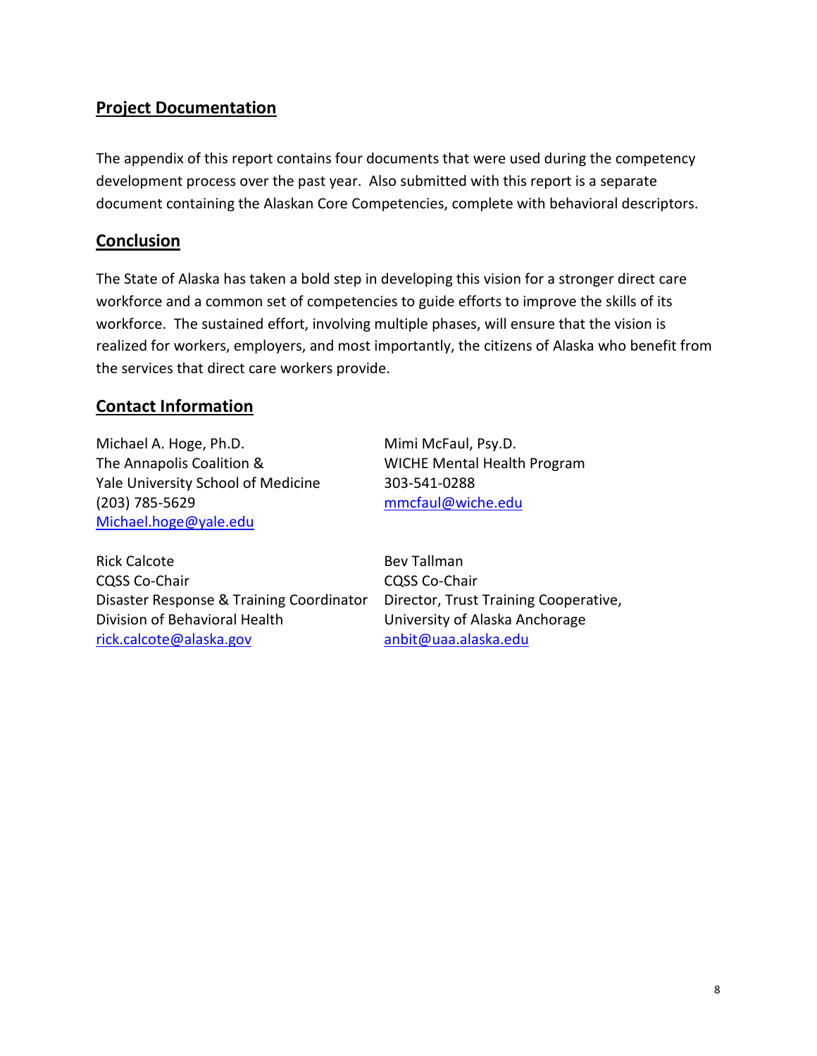## Project Documentation

The appendix of this report contains four documents that were used during the competency development process over the past year. Also submitted with this report is a separate document containing the Alaskan Core Competencies, complete with behavioral descriptors.

## Conclusion

The State of Alaska has taken a bold step in developing this vision for a stronger direct care workforce and a common set of competencies to guide efforts to improve the skills of its workforce. The sustained effort, involving multiple phases, will ensure that the vision is realized for workers, employers, and most importantly, the citizens of Alaska who benefit from the services that direct care workers provide.

## Contact Information

Michael A. Hoge, Ph.D.
The Annapolis Coalition &
Yale University School of Medicine
(203) 785-5629
Michael.hoge@yale.edu

Mimi McFaul, Psy.D.
WICHE Mental Health Program
303-541-0288
mmcfaul@wiche.edu

Rick Calcote
CQSS Co-Chair
Disaster Response & Training Coordinator
Division of Behavioral Health
rick.calcote@alaska.gov

Bev Tallman
CQSS Co-Chair
Director, Trust Training Cooperative,
University of Alaska Anchorage
anbit@uaa.alaska.edu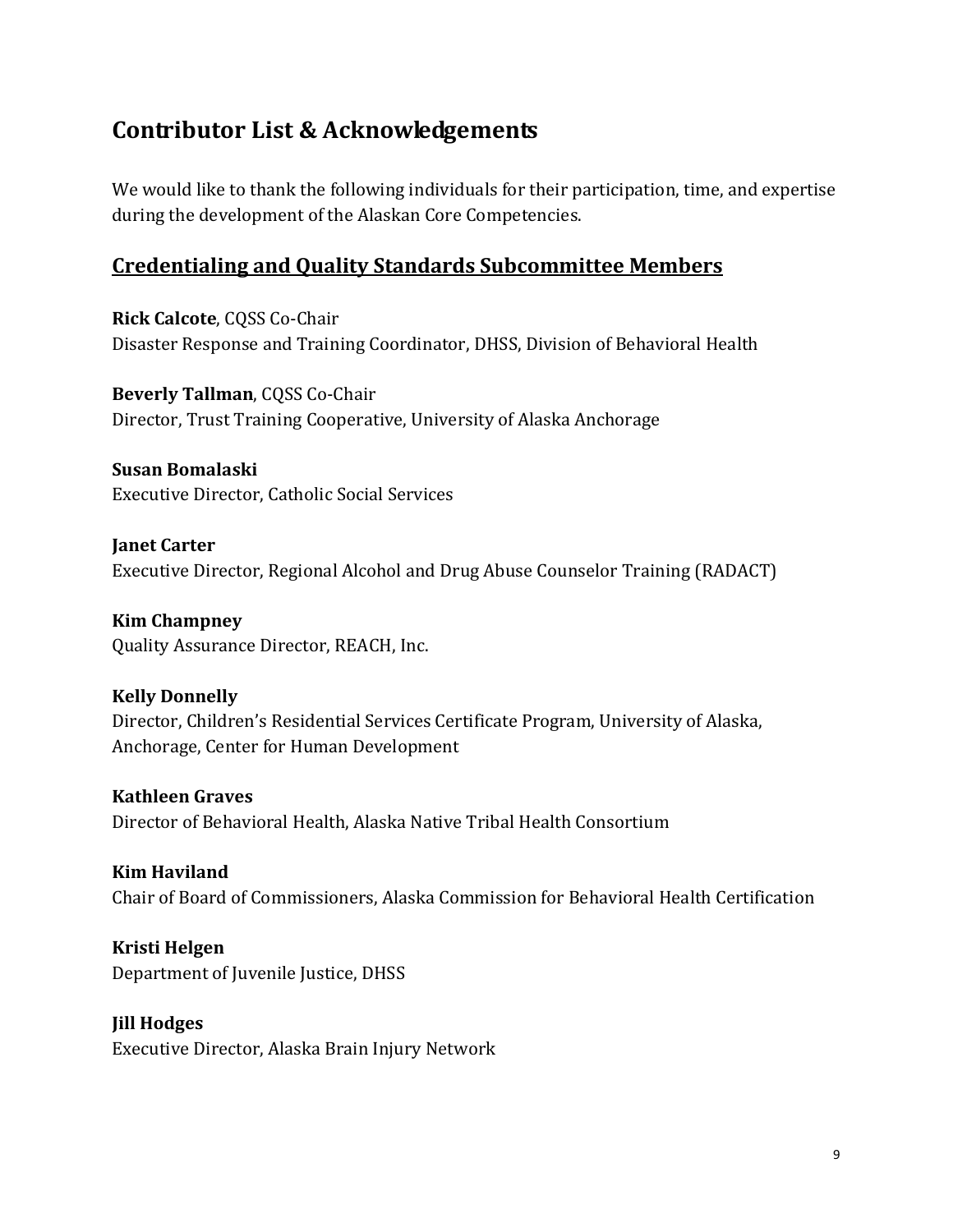## Contributor List & Acknowledgements

We would like to thank the following individuals for their participation, time, and expertise during the development of the Alaskan Core Competencies.

### Credentialing and Quality Standards Subcommittee Members

**Rick Calcote**, CQSS Co-Chair
Disaster Response and Training Coordinator, DHSS, Division of Behavioral Health

**Beverly Tallman**, CQSS Co-Chair
Director, Trust Training Cooperative, University of Alaska Anchorage

**Susan Bomalaski**
Executive Director, Catholic Social Services

**Janet Carter**
Executive Director, Regional Alcohol and Drug Abuse Counselor Training (RADACT)

**Kim Champney**
Quality Assurance Director, REACH, Inc.

**Kelly Donnelly**
Director, Children's Residential Services Certificate Program, University of Alaska, Anchorage, Center for Human Development

**Kathleen Graves**
Director of Behavioral Health, Alaska Native Tribal Health Consortium

**Kim Haviland**
Chair of Board of Commissioners, Alaska Commission for Behavioral Health Certification

**Kristi Helgen**
Department of Juvenile Justice, DHSS

**Jill Hodges**
Executive Director, Alaska Brain Injury Network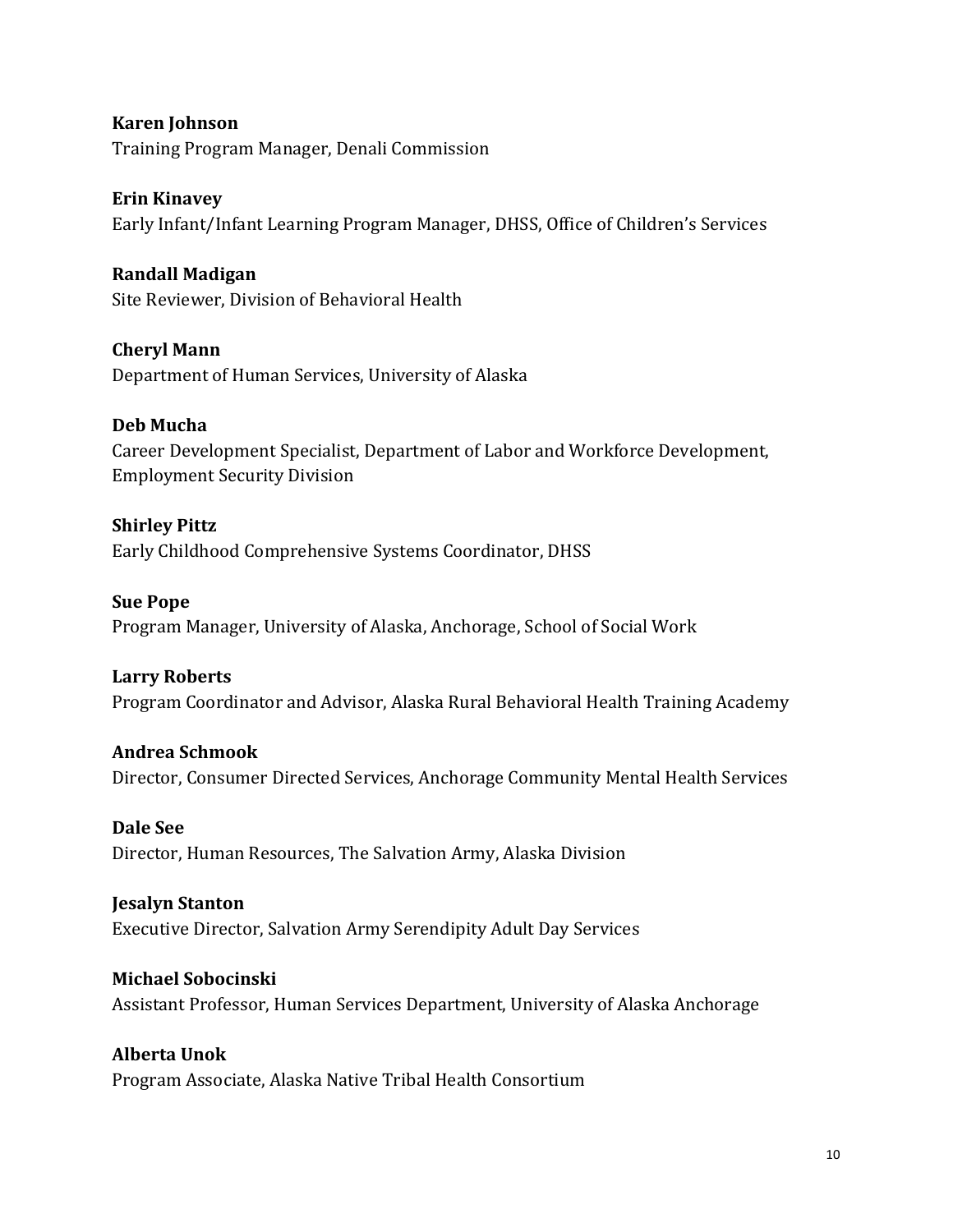**Karen Johnson**
Training Program Manager, Denali Commission

**Erin Kinavey**
Early Infant/Infant Learning Program Manager, DHSS, Office of Children's Services

**Randall Madigan**
Site Reviewer, Division of Behavioral Health

**Cheryl Mann**
Department of Human Services, University of Alaska

**Deb Mucha**
Career Development Specialist, Department of Labor and Workforce Development, Employment Security Division

**Shirley Pittz**
Early Childhood Comprehensive Systems Coordinator, DHSS

**Sue Pope**
Program Manager, University of Alaska, Anchorage, School of Social Work

**Larry Roberts**
Program Coordinator and Advisor, Alaska Rural Behavioral Health Training Academy

**Andrea Schmook**
Director, Consumer Directed Services, Anchorage Community Mental Health Services

**Dale See**
Director, Human Resources, The Salvation Army, Alaska Division

**Jesalyn Stanton**
Executive Director, Salvation Army Serendipity Adult Day Services

**Michael Sobocinski**
Assistant Professor, Human Services Department, University of Alaska Anchorage

**Alberta Unok**
Program Associate, Alaska Native Tribal Health Consortium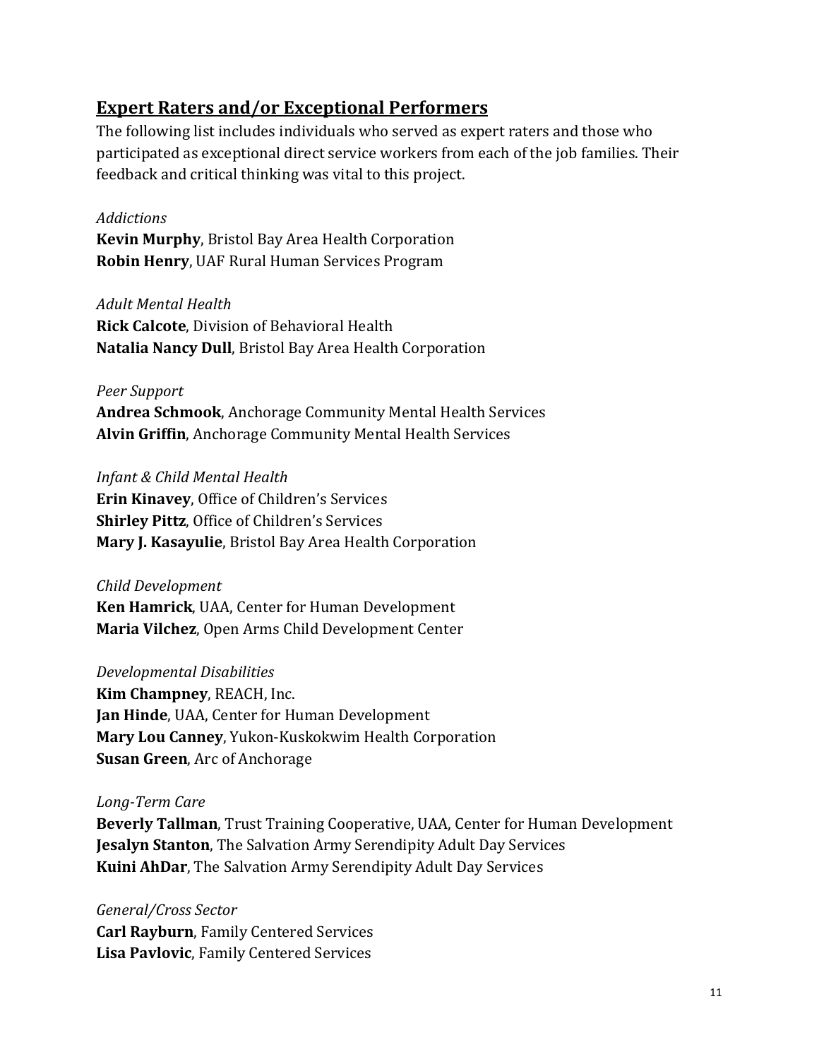## Expert Raters and/or Exceptional Performers

The following list includes individuals who served as expert raters and those who participated as exceptional direct service workers from each of the job families. Their feedback and critical thinking was vital to this project.

*Addictions*
**Kevin Murphy**, Bristol Bay Area Health Corporation
**Robin Henry**, UAF Rural Human Services Program

*Adult Mental Health*
**Rick Calcote**, Division of Behavioral Health
**Natalia Nancy Dull**, Bristol Bay Area Health Corporation

*Peer Support*
**Andrea Schmook**, Anchorage Community Mental Health Services
**Alvin Griffin**, Anchorage Community Mental Health Services

*Infant & Child Mental Health*
**Erin Kinavey**, Office of Children's Services
**Shirley Pittz**, Office of Children's Services
**Mary J. Kasayulie**, Bristol Bay Area Health Corporation

*Child Development*
**Ken Hamrick**, UAA, Center for Human Development
**Maria Vilchez**, Open Arms Child Development Center

*Developmental Disabilities*
**Kim Champney**, REACH, Inc.
**Jan Hinde**, UAA, Center for Human Development
**Mary Lou Canney**, Yukon-Kuskokwim Health Corporation
**Susan Green**, Arc of Anchorage

*Long-Term Care*
**Beverly Tallman**, Trust Training Cooperative, UAA, Center for Human Development
**Jesalyn Stanton**, The Salvation Army Serendipity Adult Day Services
**Kuini AhDar**, The Salvation Army Serendipity Adult Day Services

*General/Cross Sector*
**Carl Rayburn**, Family Centered Services
**Lisa Pavlovic**, Family Centered Services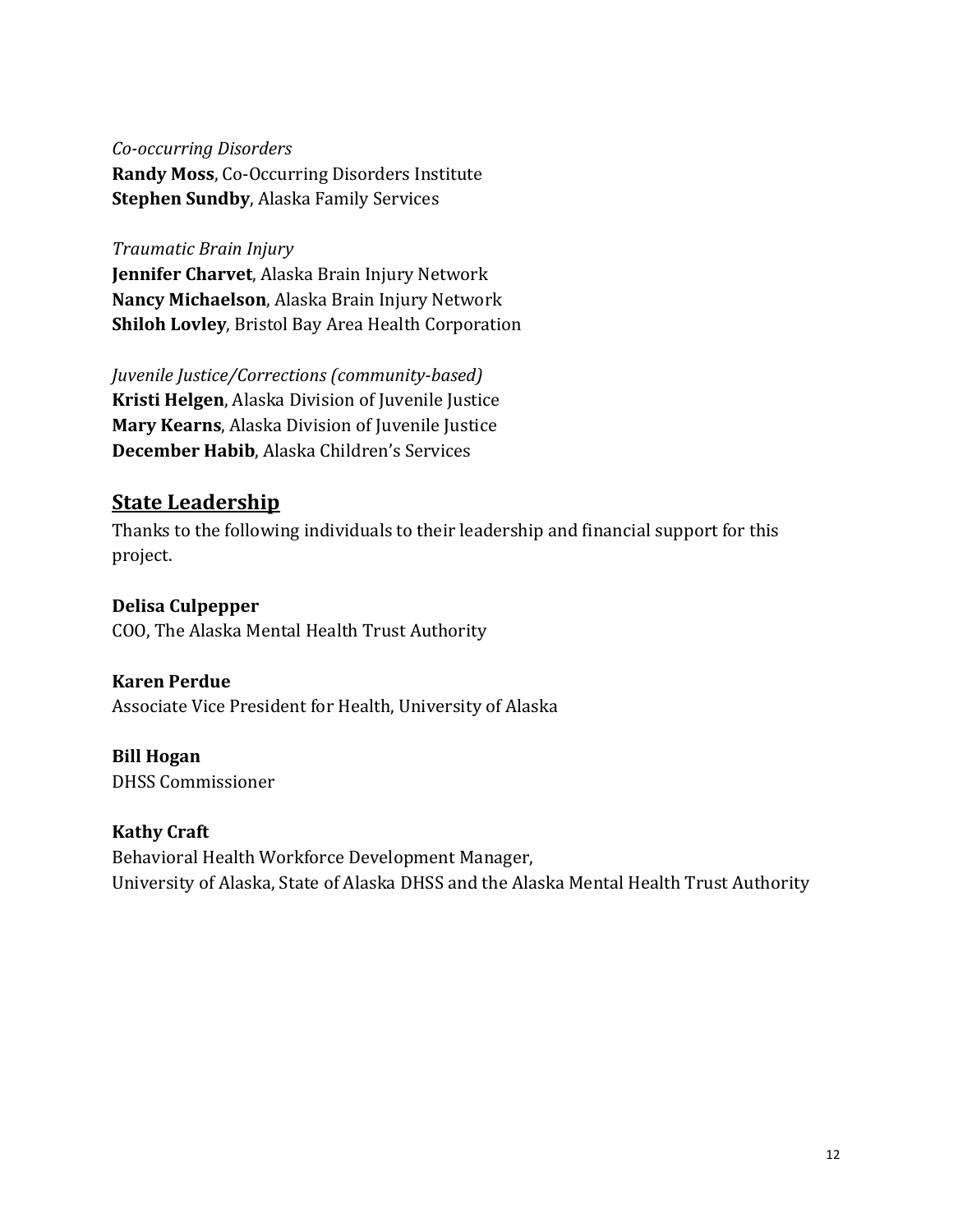*Co-occurring Disorders*
**Randy Moss**, Co-Occurring Disorders Institute
**Stephen Sundby**, Alaska Family Services

*Traumatic Brain Injury*
**Jennifer Charvet**, Alaska Brain Injury Network
**Nancy Michaelson**, Alaska Brain Injury Network
**Shiloh Lovley**, Bristol Bay Area Health Corporation

*Juvenile Justice/Corrections (community-based)*
**Kristi Helgen**, Alaska Division of Juvenile Justice
**Mary Kearns**, Alaska Division of Juvenile Justice
**December Habib**, Alaska Children's Services

## State Leadership

Thanks to the following individuals to their leadership and financial support for this project.

**Delisa Culpepper**
COO, The Alaska Mental Health Trust Authority

**Karen Perdue**
Associate Vice President for Health, University of Alaska

**Bill Hogan**
DHSS Commissioner

**Kathy Craft**
Behavioral Health Workforce Development Manager,
University of Alaska, State of Alaska DHSS and the Alaska Mental Health Trust Authority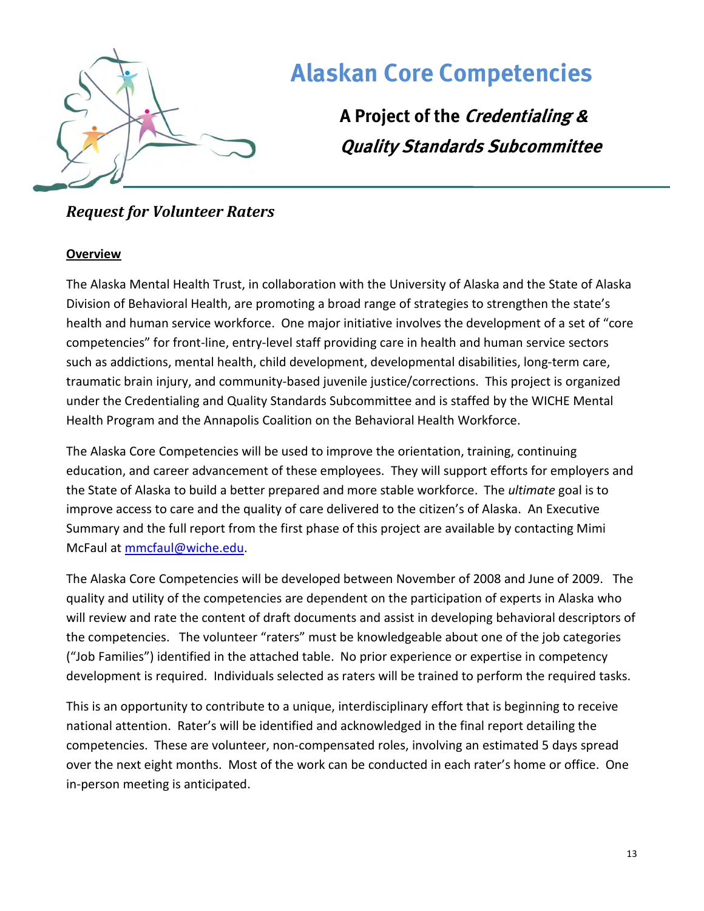# Alaskan Core Competencies

**A Project of the *Credentialing & Quality Standards Subcommittee***

## *Request for Volunteer Raters*

**Overview**

The Alaska Mental Health Trust, in collaboration with the University of Alaska and the State of Alaska Division of Behavioral Health, are promoting a broad range of strategies to strengthen the state's health and human service workforce. One major initiative involves the development of a set of "core competencies" for front-line, entry-level staff providing care in health and human service sectors such as addictions, mental health, child development, developmental disabilities, long-term care, traumatic brain injury, and community-based juvenile justice/corrections. This project is organized under the Credentialing and Quality Standards Subcommittee and is staffed by the WICHE Mental Health Program and the Annapolis Coalition on the Behavioral Health Workforce.

The Alaska Core Competencies will be used to improve the orientation, training, continuing education, and career advancement of these employees. They will support efforts for employers and the State of Alaska to build a better prepared and more stable workforce. The *ultimate* goal is to improve access to care and the quality of care delivered to the citizen's of Alaska. An Executive Summary and the full report from the first phase of this project are available by contacting Mimi McFaul at mmcfaul@wiche.edu.

The Alaska Core Competencies will be developed between November of 2008 and June of 2009. The quality and utility of the competencies are dependent on the participation of experts in Alaska who will review and rate the content of draft documents and assist in developing behavioral descriptors of the competencies. The volunteer "raters" must be knowledgeable about one of the job categories ("Job Families") identified in the attached table. No prior experience or expertise in competency development is required. Individuals selected as raters will be trained to perform the required tasks.

This is an opportunity to contribute to a unique, interdisciplinary effort that is beginning to receive national attention. Rater's will be identified and acknowledged in the final report detailing the competencies. These are volunteer, non-compensated roles, involving an estimated 5 days spread over the next eight months. Most of the work can be conducted in each rater's home or office. One in-person meeting is anticipated.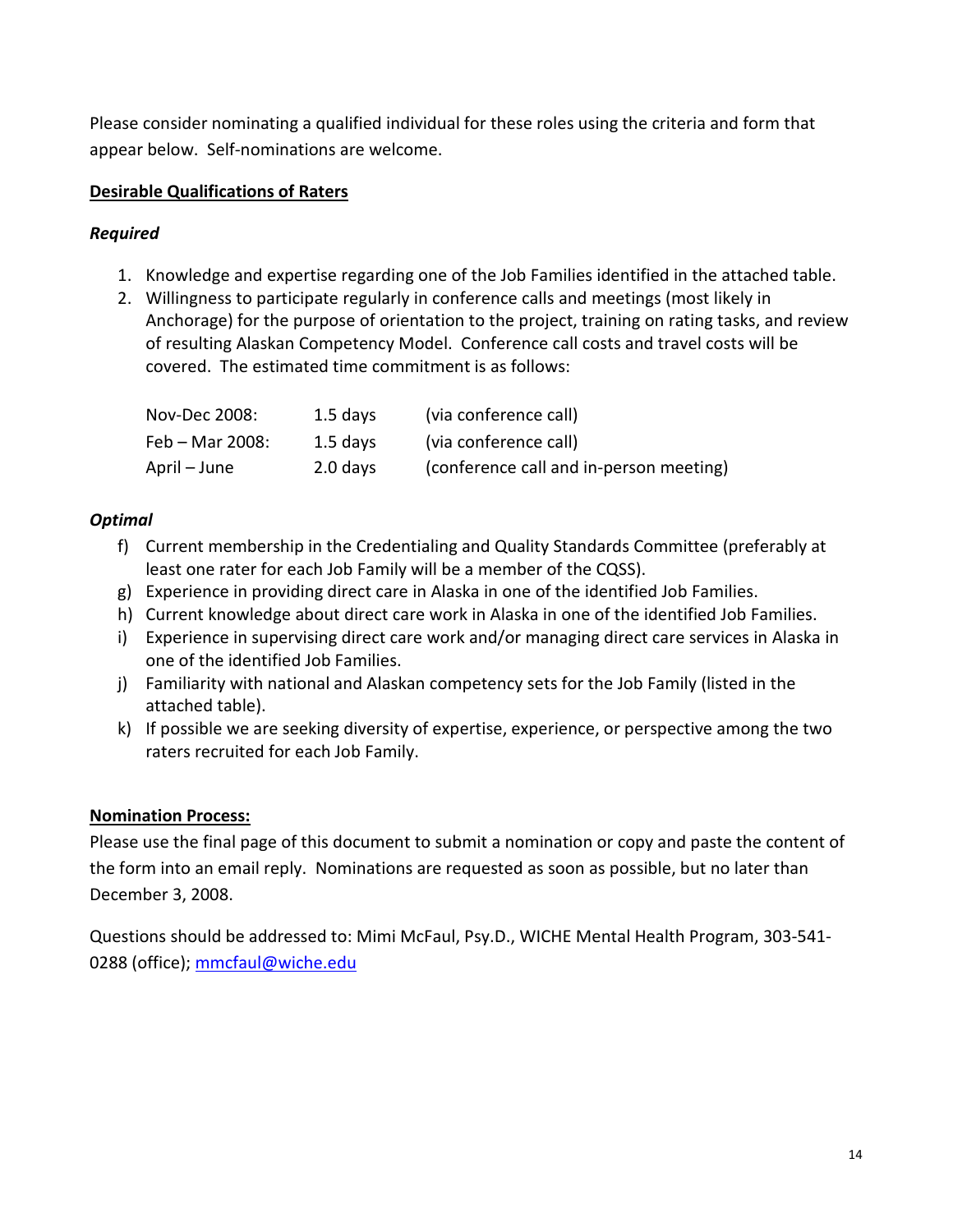Please consider nominating a qualified individual for these roles using the criteria and form that appear below. Self-nominations are welcome.

**<u>Desirable Qualifications of Raters</u>**

***Required***

1. Knowledge and expertise regarding one of the Job Families identified in the attached table.
2. Willingness to participate regularly in conference calls and meetings (most likely in Anchorage) for the purpose of orientation to the project, training on rating tasks, and review of resulting Alaskan Competency Model. Conference call costs and travel costs will be covered. The estimated time commitment is as follows:

| | | |
|---|---|---|
| Nov-Dec 2008: | 1.5 days | (via conference call) |
| Feb – Mar 2008: | 1.5 days | (via conference call) |
| April – June | 2.0 days | (conference call and in-person meeting) |

***Optimal***

f) Current membership in the Credentialing and Quality Standards Committee (preferably at least one rater for each Job Family will be a member of the CQSS).
g) Experience in providing direct care in Alaska in one of the identified Job Families.
h) Current knowledge about direct care work in Alaska in one of the identified Job Families.
i) Experience in supervising direct care work and/or managing direct care services in Alaska in one of the identified Job Families.
j) Familiarity with national and Alaskan competency sets for the Job Family (listed in the attached table).
k) If possible we are seeking diversity of expertise, experience, or perspective among the two raters recruited for each Job Family.

**<u>Nomination Process:</u>**

Please use the final page of this document to submit a nomination or copy and paste the content of the form into an email reply. Nominations are requested as soon as possible, but no later than December 3, 2008.

Questions should be addressed to: Mimi McFaul, Psy.D., WICHE Mental Health Program, 303-541-0288 (office); mmcfaul@wiche.edu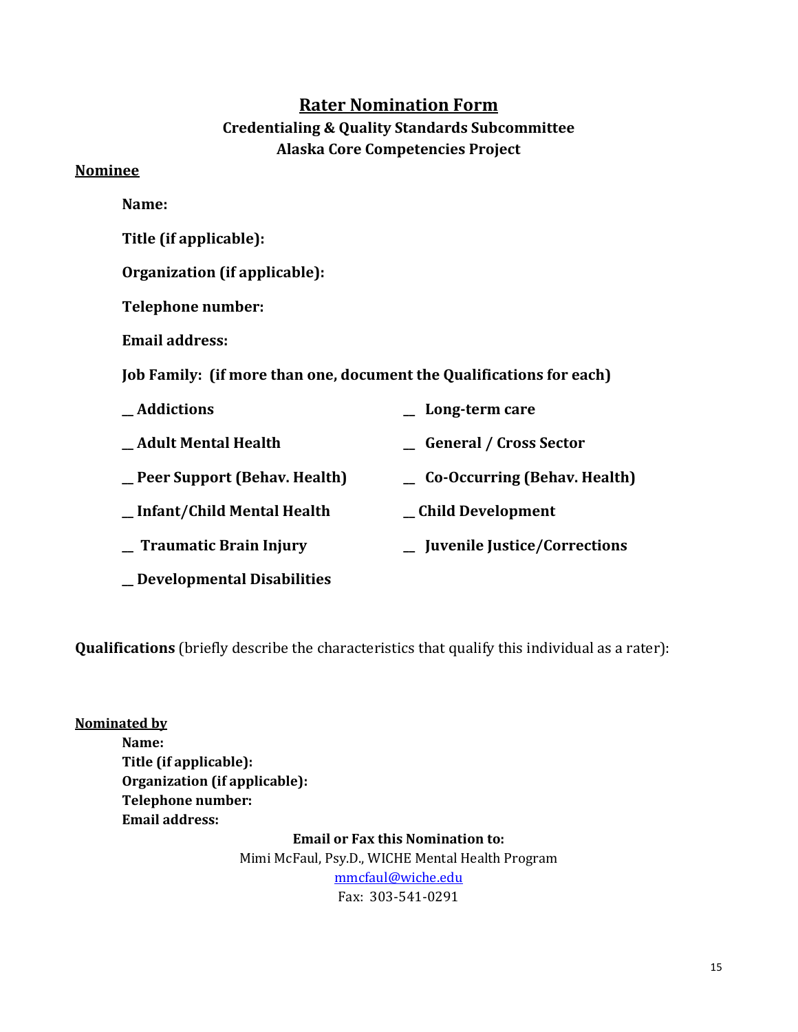# Rater Nomination Form

## Credentialing & Quality Standards Subcommittee
## Alaska Core Competencies Project

**Nominee**

**Name:**

**Title (if applicable):**

**Organization (if applicable):**

**Telephone number:**

**Email address:**

**Job Family: (if more than one, document the Qualifications for each)**

**_ Addictions**

**_ Adult Mental Health**

**_ Peer Support (Behav. Health)**

**_ Infant/Child Mental Health**

**_ Traumatic Brain Injury**

**_ Developmental Disabilities**

**_ Long-term care**

**_ General / Cross Sector**

**_ Co-Occurring (Behav. Health)**

**_ Child Development**

**_ Juvenile Justice/Corrections**

**Qualifications** (briefly describe the characteristics that qualify this individual as a rater):

**Nominated by**

**Name:**
**Title (if applicable):**
**Organization (if applicable):**
**Telephone number:**
**Email address:**

**Email or Fax this Nomination to:**

Mimi McFaul, Psy.D., WICHE Mental Health Program
mmcfaul@wiche.edu
Fax: 303-541-0291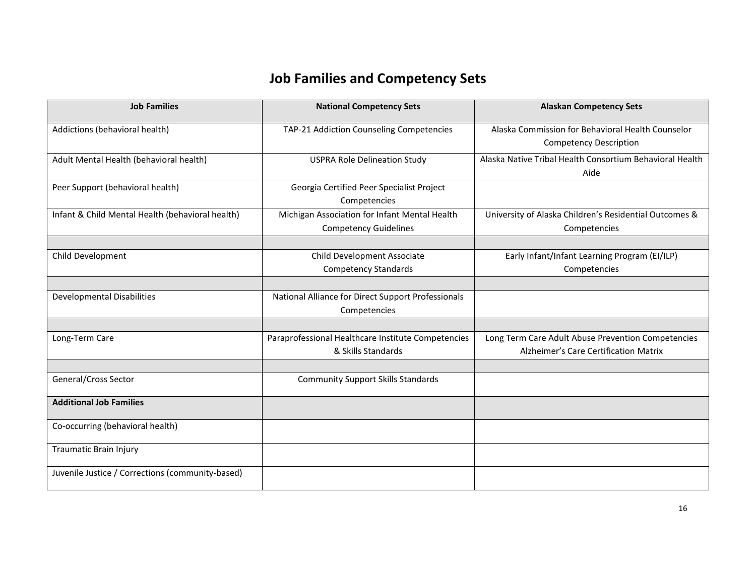# Job Families and Competency Sets

| Job Families | National Competency Sets | Alaskan Competency Sets |
|---|---|---|
| Addictions (behavioral health) | TAP-21 Addiction Counseling Competencies | Alaska Commission for Behavioral Health Counselor Competency Description |
| Adult Mental Health (behavioral health) | USPRA Role Delineation Study | Alaska Native Tribal Health Consortium Behavioral Health Aide |
| Peer Support (behavioral health) | Georgia Certified Peer Specialist Project Competencies | |
| Infant & Child Mental Health (behavioral health) | Michigan Association for Infant Mental Health Competency Guidelines | University of Alaska Children's Residential Outcomes & Competencies |
| | | |
| Child Development | Child Development Associate Competency Standards | Early Infant/Infant Learning Program (EI/ILP) Competencies |
| | | |
| Developmental Disabilities | National Alliance for Direct Support Professionals Competencies | |
| | | |
| Long-Term Care | Paraprofessional Healthcare Institute Competencies & Skills Standards | Long Term Care Adult Abuse Prevention Competencies Alzheimer's Care Certification Matrix |
| | | |
| General/Cross Sector | Community Support Skills Standards | |
| **Additional Job Families** | | |
| Co-occurring (behavioral health) | | |
| Traumatic Brain Injury | | |
| Juvenile Justice / Corrections (community-based) | | |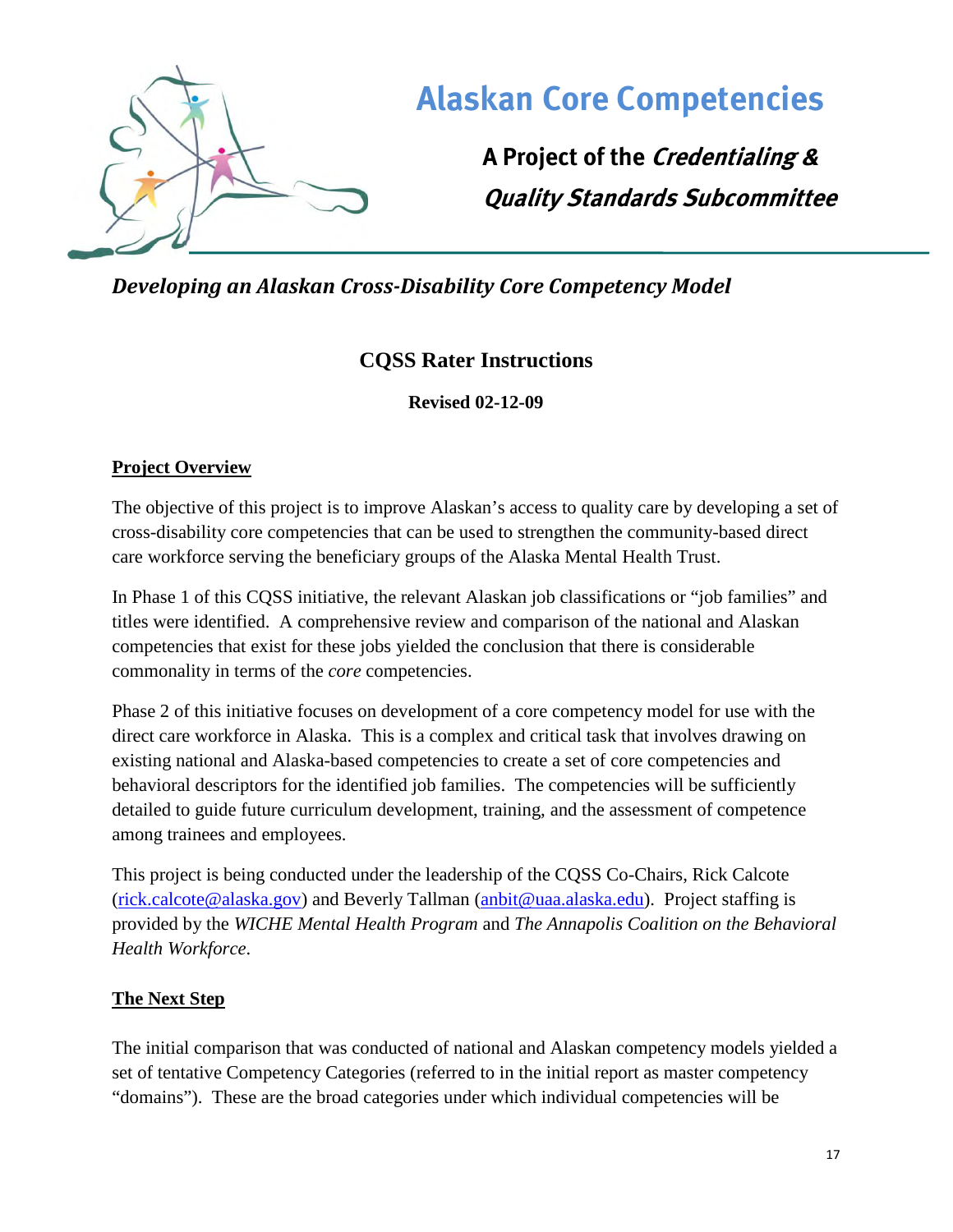# Alaskan Core Competencies

**A Project of the *Credentialing & Quality Standards Subcommittee***

***Developing an Alaskan Cross-Disability Core Competency Model***

## CQSS Rater Instructions

**Revised 02-12-09**

### Project Overview

The objective of this project is to improve Alaskan's access to quality care by developing a set of cross-disability core competencies that can be used to strengthen the community-based direct care workforce serving the beneficiary groups of the Alaska Mental Health Trust.

In Phase 1 of this CQSS initiative, the relevant Alaskan job classifications or "job families" and titles were identified. A comprehensive review and comparison of the national and Alaskan competencies that exist for these jobs yielded the conclusion that there is considerable commonality in terms of the *core* competencies.

Phase 2 of this initiative focuses on development of a core competency model for use with the direct care workforce in Alaska. This is a complex and critical task that involves drawing on existing national and Alaska-based competencies to create a set of core competencies and behavioral descriptors for the identified job families. The competencies will be sufficiently detailed to guide future curriculum development, training, and the assessment of competence among trainees and employees.

This project is being conducted under the leadership of the CQSS Co-Chairs, Rick Calcote (rick.calcote@alaska.gov) and Beverly Tallman (anbit@uaa.alaska.edu). Project staffing is provided by the *WICHE Mental Health Program* and *The Annapolis Coalition on the Behavioral Health Workforce*.

### The Next Step

The initial comparison that was conducted of national and Alaskan competency models yielded a set of tentative Competency Categories (referred to in the initial report as master competency "domains"). These are the broad categories under which individual competencies will be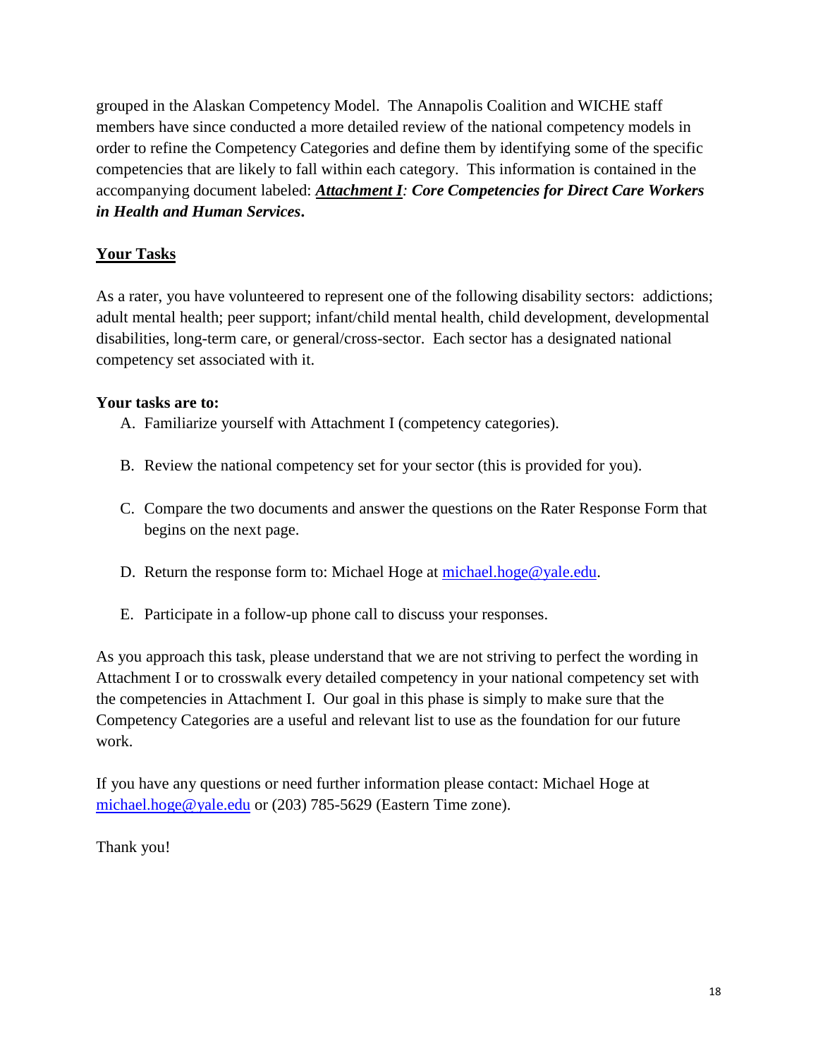grouped in the Alaskan Competency Model. The Annapolis Coalition and WICHE staff members have since conducted a more detailed review of the national competency models in order to refine the Competency Categories and define them by identifying some of the specific competencies that are likely to fall within each category. This information is contained in the accompanying document labeled: ***Attachment I**: Core Competencies for Direct Care Workers in Health and Human Services***.

## Your Tasks

As a rater, you have volunteered to represent one of the following disability sectors: addictions; adult mental health; peer support; infant/child mental health, child development, developmental disabilities, long-term care, or general/cross-sector. Each sector has a designated national competency set associated with it.

**Your tasks are to:**

A. Familiarize yourself with Attachment I (competency categories).

B. Review the national competency set for your sector (this is provided for you).

C. Compare the two documents and answer the questions on the Rater Response Form that begins on the next page.

D. Return the response form to: Michael Hoge at michael.hoge@yale.edu.

E. Participate in a follow-up phone call to discuss your responses.

As you approach this task, please understand that we are not striving to perfect the wording in Attachment I or to crosswalk every detailed competency in your national competency set with the competencies in Attachment I. Our goal in this phase is simply to make sure that the Competency Categories are a useful and relevant list to use as the foundation for our future work.

If you have any questions or need further information please contact: Michael Hoge at michael.hoge@yale.edu or (203) 785-5629 (Eastern Time zone).

Thank you!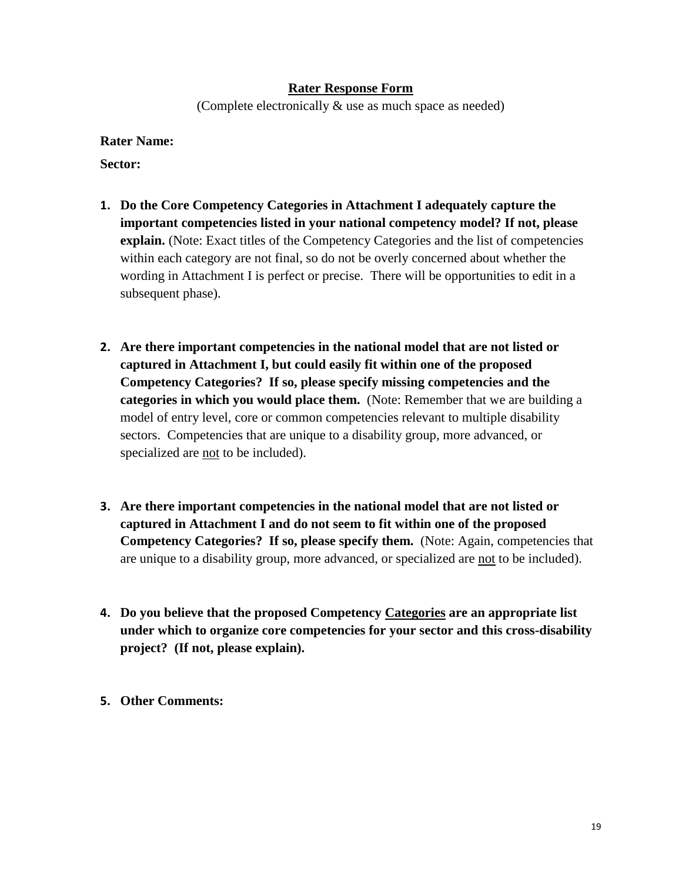## Rater Response Form

(Complete electronically & use as much space as needed)

**Rater Name:**

**Sector:**

1. **Do the Core Competency Categories in Attachment I adequately capture the important competencies listed in your national competency model? If not, please explain.** (Note: Exact titles of the Competency Categories and the list of competencies within each category are not final, so do not be overly concerned about whether the wording in Attachment I is perfect or precise. There will be opportunities to edit in a subsequent phase).

2. **Are there important competencies in the national model that are not listed or captured in Attachment I, but could easily fit within one of the proposed Competency Categories? If so, please specify missing competencies and the categories in which you would place them.** (Note: Remember that we are building a model of entry level, core or common competencies relevant to multiple disability sectors. Competencies that are unique to a disability group, more advanced, or specialized are <u>not</u> to be included).

3. **Are there important competencies in the national model that are not listed or captured in Attachment I and do not seem to fit within one of the proposed Competency Categories? If so, please specify them.** (Note: Again, competencies that are unique to a disability group, more advanced, or specialized are <u>not</u> to be included).

4. **Do you believe that the proposed Competency <u>Categories</u> are an appropriate list under which to organize core competencies for your sector and this cross-disability project? (If not, please explain).**

5. **Other Comments:**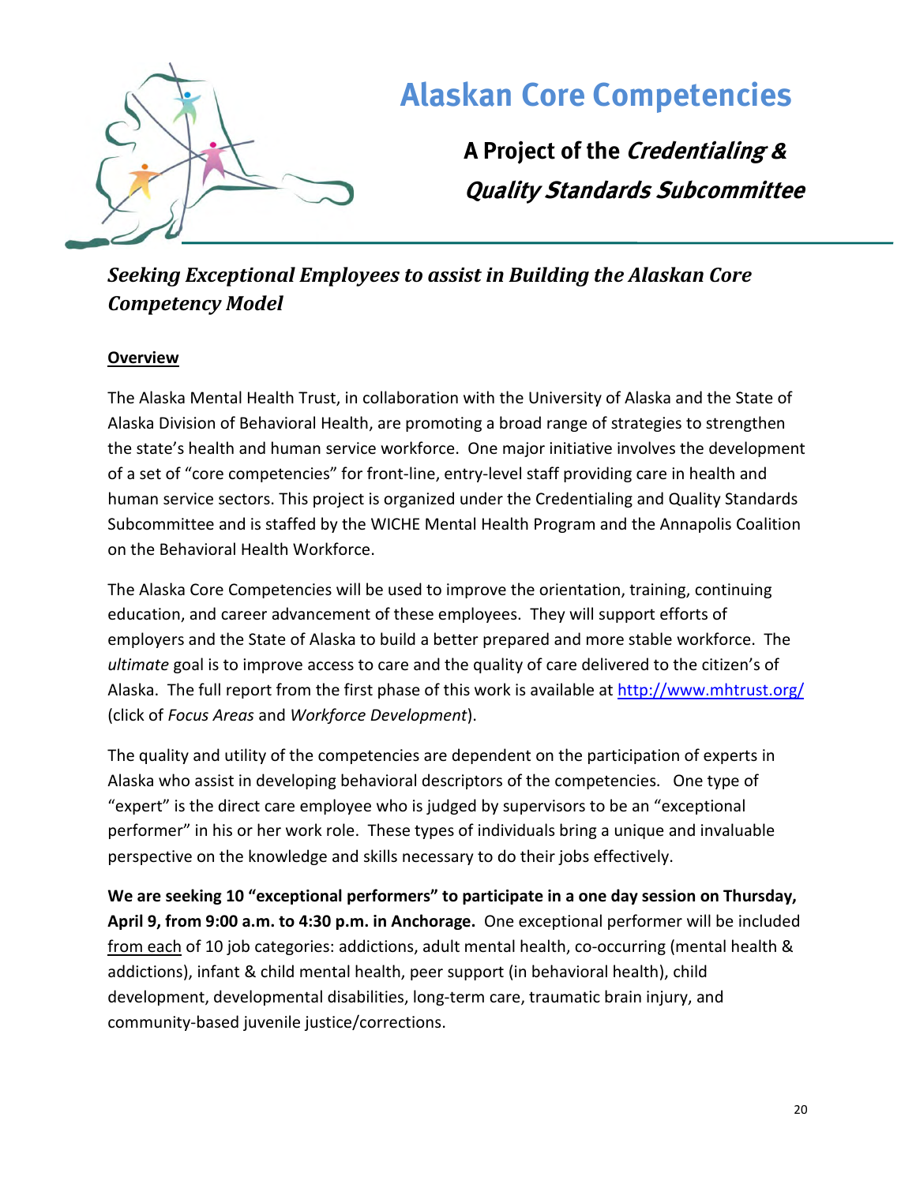# Alaskan Core Competencies

## A Project of the *Credentialing & Quality Standards Subcommittee*

### *Seeking Exceptional Employees to assist in Building the Alaskan Core Competency Model*

**Overview**

The Alaska Mental Health Trust, in collaboration with the University of Alaska and the State of Alaska Division of Behavioral Health, are promoting a broad range of strategies to strengthen the state's health and human service workforce. One major initiative involves the development of a set of "core competencies" for front-line, entry-level staff providing care in health and human service sectors. This project is organized under the Credentialing and Quality Standards Subcommittee and is staffed by the WICHE Mental Health Program and the Annapolis Coalition on the Behavioral Health Workforce.

The Alaska Core Competencies will be used to improve the orientation, training, continuing education, and career advancement of these employees. They will support efforts of employers and the State of Alaska to build a better prepared and more stable workforce. The *ultimate* goal is to improve access to care and the quality of care delivered to the citizen's of Alaska. The full report from the first phase of this work is available at http://www.mhtrust.org/ (click of *Focus Areas* and *Workforce Development*).

The quality and utility of the competencies are dependent on the participation of experts in Alaska who assist in developing behavioral descriptors of the competencies. One type of "expert" is the direct care employee who is judged by supervisors to be an "exceptional performer" in his or her work role. These types of individuals bring a unique and invaluable perspective on the knowledge and skills necessary to do their jobs effectively.

**We are seeking 10 "exceptional performers" to participate in a one day session on Thursday, April 9, from 9:00 a.m. to 4:30 p.m. in Anchorage.** One exceptional performer will be included from each of 10 job categories: addictions, adult mental health, co-occurring (mental health & addictions), infant & child mental health, peer support (in behavioral health), child development, developmental disabilities, long-term care, traumatic brain injury, and community-based juvenile justice/corrections.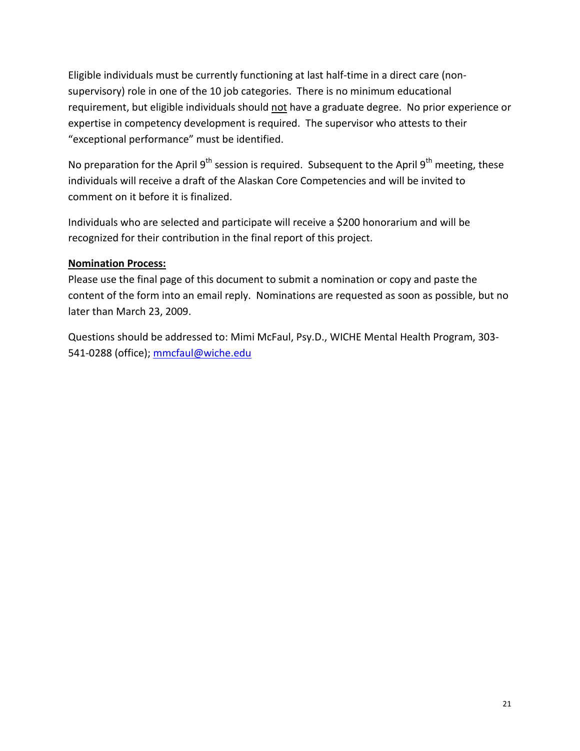Eligible individuals must be currently functioning at last half-time in a direct care (non-supervisory) role in one of the 10 job categories. There is no minimum educational requirement, but eligible individuals should <u>not</u> have a graduate degree. No prior experience or expertise in competency development is required. The supervisor who attests to their "exceptional performance" must be identified.

No preparation for the April 9th session is required. Subsequent to the April 9th meeting, these individuals will receive a draft of the Alaskan Core Competencies and will be invited to comment on it before it is finalized.

Individuals who are selected and participate will receive a $200 honorarium and will be recognized for their contribution in the final report of this project.

**<u>Nomination Process:</u>**

Please use the final page of this document to submit a nomination or copy and paste the content of the form into an email reply. Nominations are requested as soon as possible, but no later than March 23, 2009.

Questions should be addressed to: Mimi McFaul, Psy.D., WICHE Mental Health Program, 303-541-0288 (office); [mmcfaul@wiche.edu](mailto:mmcfaul@wiche.edu)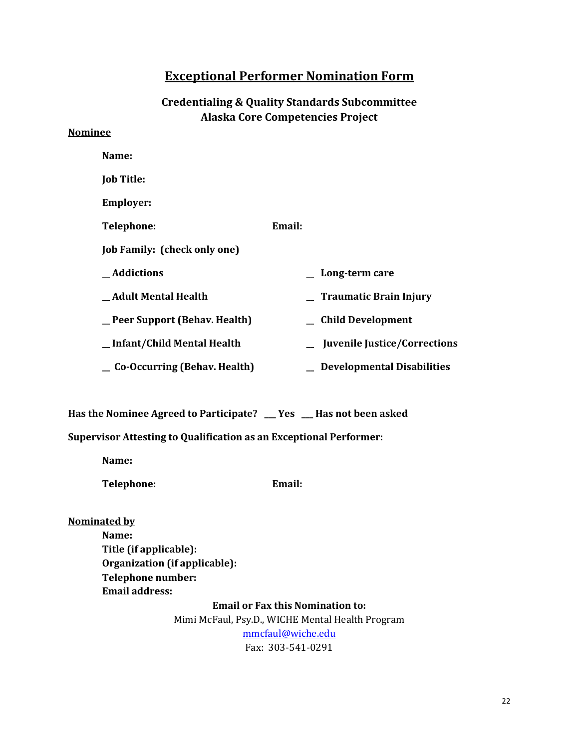# Exceptional Performer Nomination Form

## Credentialing & Quality Standards Subcommittee
## Alaska Core Competencies Project

**Nominee**

**Name:**

**Job Title:**

**Employer:**

**Telephone:** **Email:**

**Job Family: (check only one)**

| | |
|---|---|
| **_ Addictions** | **_ Long-term care** |
| **_ Adult Mental Health** | **_ Traumatic Brain Injury** |
| **_ Peer Support (Behav. Health)** | **_ Child Development** |
| **_ Infant/Child Mental Health** | **_ Juvenile Justice/Corrections** |
| **_ Co-Occurring (Behav. Health)** | **_ Developmental Disabilities** |

**Has the Nominee Agreed to Participate? __ Yes __ Has not been asked**

**Supervisor Attesting to Qualification as an Exceptional Performer:**

**Name:**

**Telephone:** **Email:**

**Nominated by**

**Name:**
**Title (if applicable):**
**Organization (if applicable):**
**Telephone number:**
**Email address:**

**Email or Fax this Nomination to:**

Mimi McFaul, Psy.D., WICHE Mental Health Program
mmcfaul@wiche.edu
Fax: 303-541-0291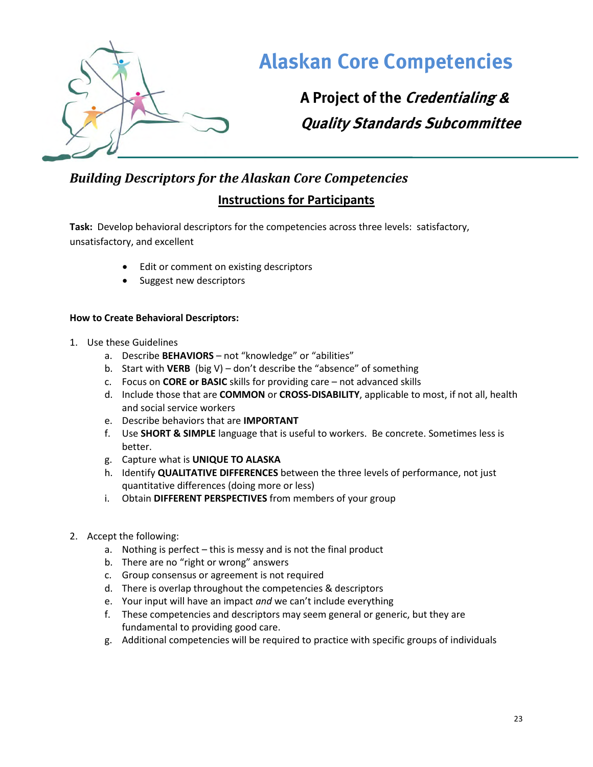# Alaskan Core Competencies

**A Project of the *Credentialing & Quality Standards Subcommittee***

## *Building Descriptors for the Alaskan Core Competencies*

### Instructions for Participants

**Task:** Develop behavioral descriptors for the competencies across three levels: satisfactory, unsatisfactory, and excellent

- Edit or comment on existing descriptors
- Suggest new descriptors

**How to Create Behavioral Descriptors:**

1. Use these Guidelines
   a. Describe **BEHAVIORS** – not "knowledge" or "abilities"
   b. Start with **VERB** (big V) – don't describe the "absence" of something
   c. Focus on **CORE or BASIC** skills for providing care – not advanced skills
   d. Include those that are **COMMON** or **CROSS-DISABILITY**, applicable to most, if not all, health and social service workers
   e. Describe behaviors that are **IMPORTANT**
   f. Use **SHORT & SIMPLE** language that is useful to workers. Be concrete. Sometimes less is better.
   g. Capture what is **UNIQUE TO ALASKA**
   h. Identify **QUALITATIVE DIFFERENCES** between the three levels of performance, not just quantitative differences (doing more or less)
   i. Obtain **DIFFERENT PERSPECTIVES** from members of your group

2. Accept the following:
   a. Nothing is perfect – this is messy and is not the final product
   b. There are no "right or wrong" answers
   c. Group consensus or agreement is not required
   d. There is overlap throughout the competencies & descriptors
   e. Your input will have an impact *and* we can't include everything
   f. These competencies and descriptors may seem general or generic, but they are fundamental to providing good care.
   g. Additional competencies will be required to practice with specific groups of individuals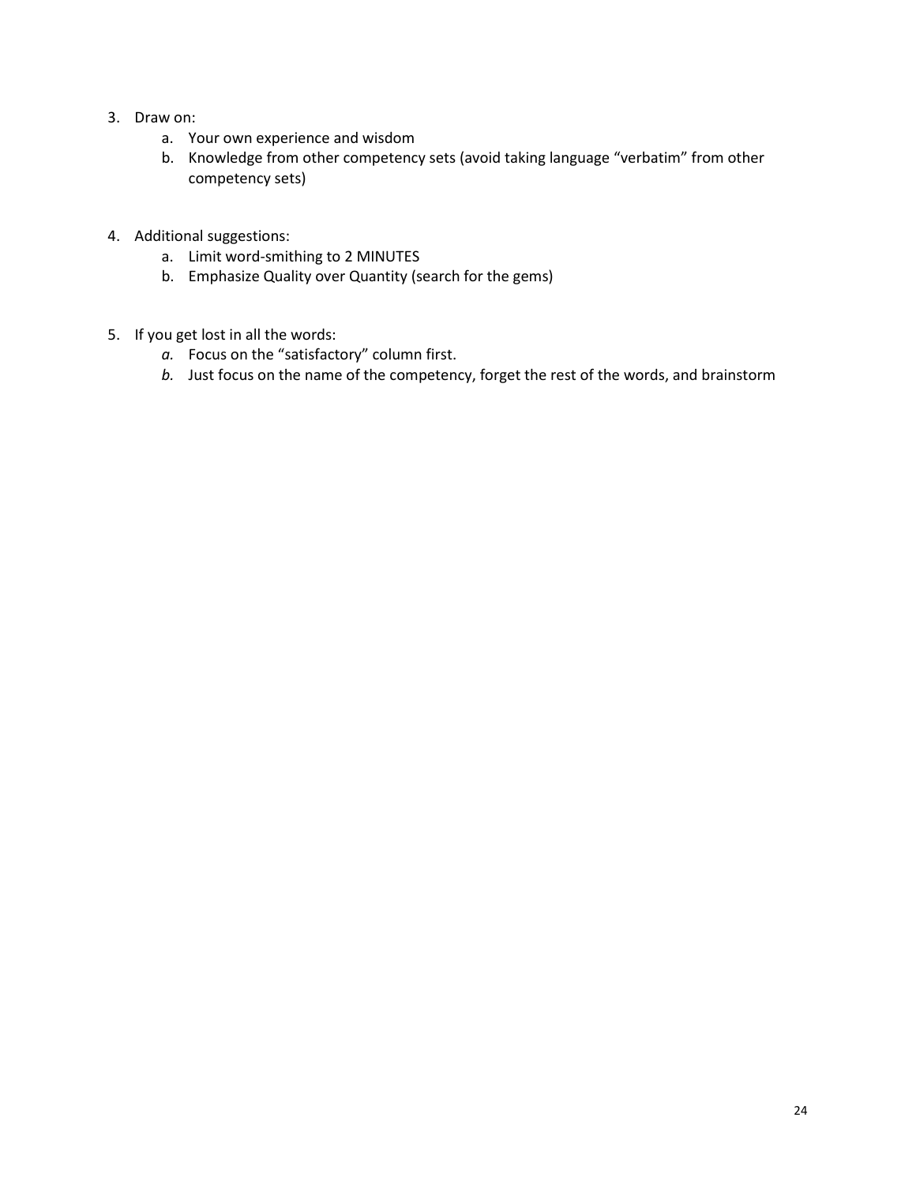3. Draw on:
    a. Your own experience and wisdom
    b. Knowledge from other competency sets (avoid taking language "verbatim" from other competency sets)

4. Additional suggestions:
    a. Limit word-smithing to 2 MINUTES
    b. Emphasize Quality over Quantity (search for the gems)

5. If you get lost in all the words:
    *a.* Focus on the "satisfactory" column first.
    *b.* Just focus on the name of the competency, forget the rest of the words, and brainstorm